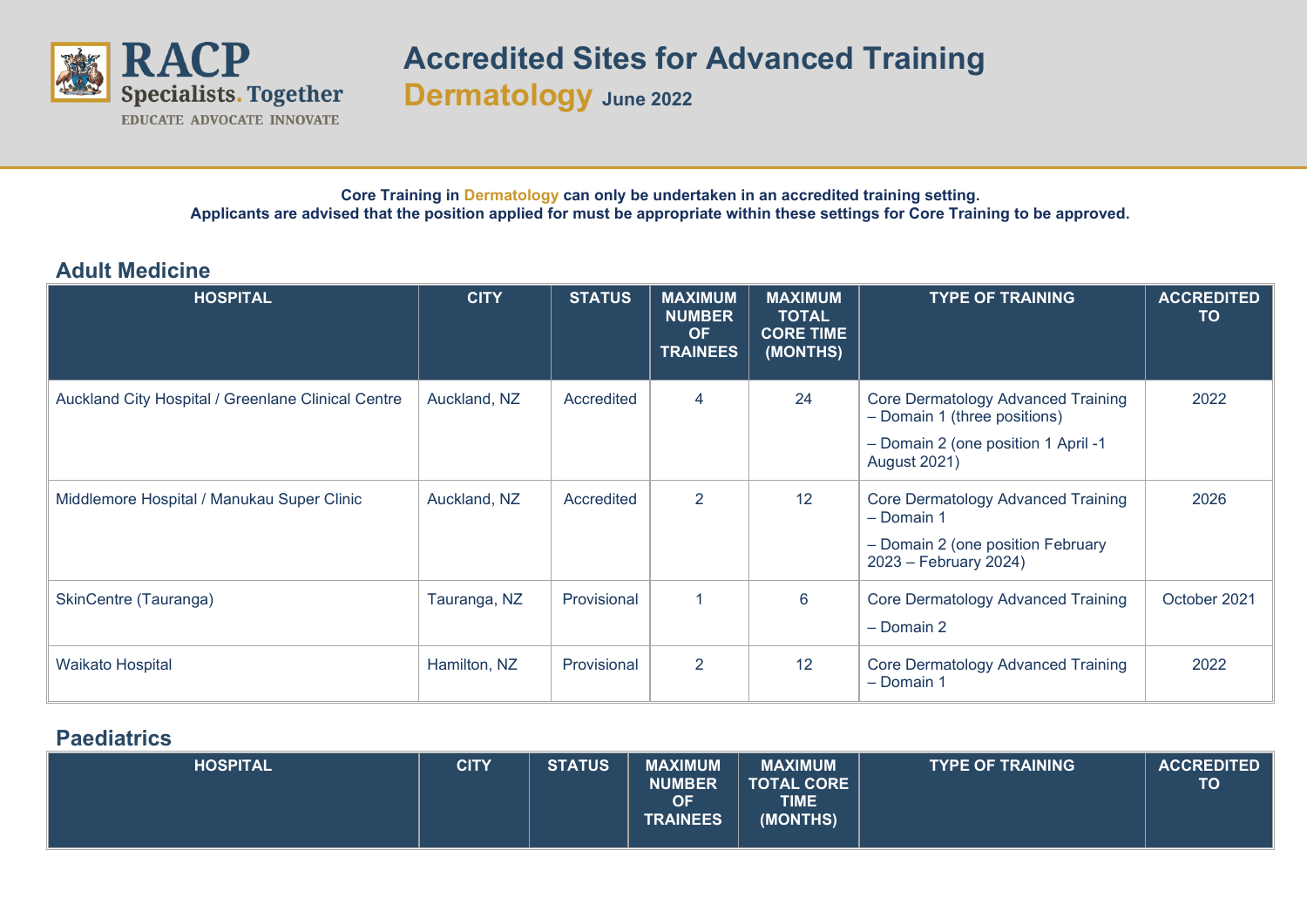# Accredited Sites for Advanced Training

## Dermatology June 2022

**Core Training in Dermatology can only be undertaken in an accredited training setting.**
**Applicants are advised that the position applied for must be appropriate within these settings for Core Training to be approved.**

## Adult Medicine

| HOSPITAL | CITY | STATUS | MAXIMUM NUMBER OF TRAINEES | MAXIMUM TOTAL CORE TIME (MONTHS) | TYPE OF TRAINING | ACCREDITED TO |
|---|---|---|---|---|---|---|
| Auckland City Hospital / Greenlane Clinical Centre | Auckland, NZ | Accredited | 4 | 24 | Core Dermatology Advanced Training – Domain 1 (three positions)<br>– Domain 2 (one position 1 April -1 August 2021) | 2022 |
| Middlemore Hospital / Manukau Super Clinic | Auckland, NZ | Accredited | 2 | 12 | Core Dermatology Advanced Training – Domain 1<br>– Domain 2 (one position February 2023 – February 2024) | 2026 |
| SkinCentre (Tauranga) | Tauranga, NZ | Provisional | 1 | 6 | Core Dermatology Advanced Training<br>– Domain 2 | October 2021 |
| Waikato Hospital | Hamilton, NZ | Provisional | 2 | 12 | Core Dermatology Advanced Training – Domain 1 | 2022 |

## Paediatrics

| HOSPITAL | CITY | STATUS | MAXIMUM NUMBER OF TRAINEES | MAXIMUM TOTAL CORE TIME (MONTHS) | TYPE OF TRAINING | ACCREDITED TO |
|---|---|---|---|---|---|---|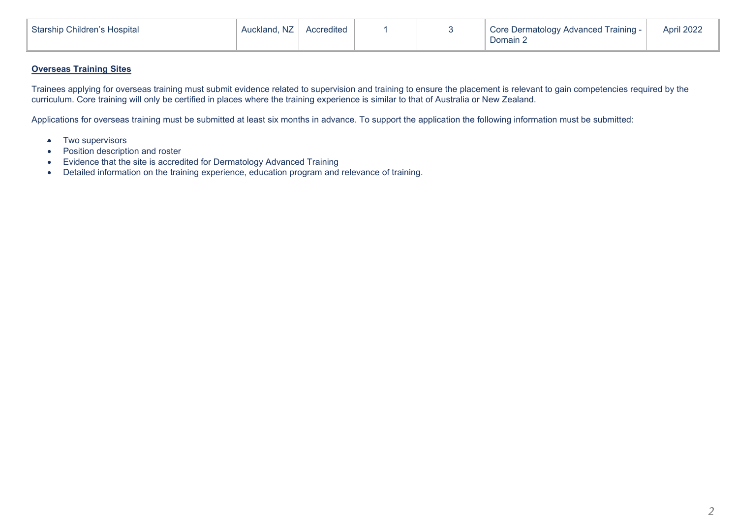| | | | | | | |
|---|---|---|---|---|---|---|
| Starship Children's Hospital | Auckland, NZ | Accredited | 1 | 3 | Core Dermatology Advanced Training - Domain 2 | April 2022 |

**Overseas Training Sites**

Trainees applying for overseas training must submit evidence related to supervision and training to ensure the placement is relevant to gain competencies required by the curriculum. Core training will only be certified in places where the training experience is similar to that of Australia or New Zealand.

Applications for overseas training must be submitted at least six months in advance. To support the application the following information must be submitted:

- Two supervisors
- Position description and roster
- Evidence that the site is accredited for Dermatology Advanced Training
- Detailed information on the training experience, education program and relevance of training.